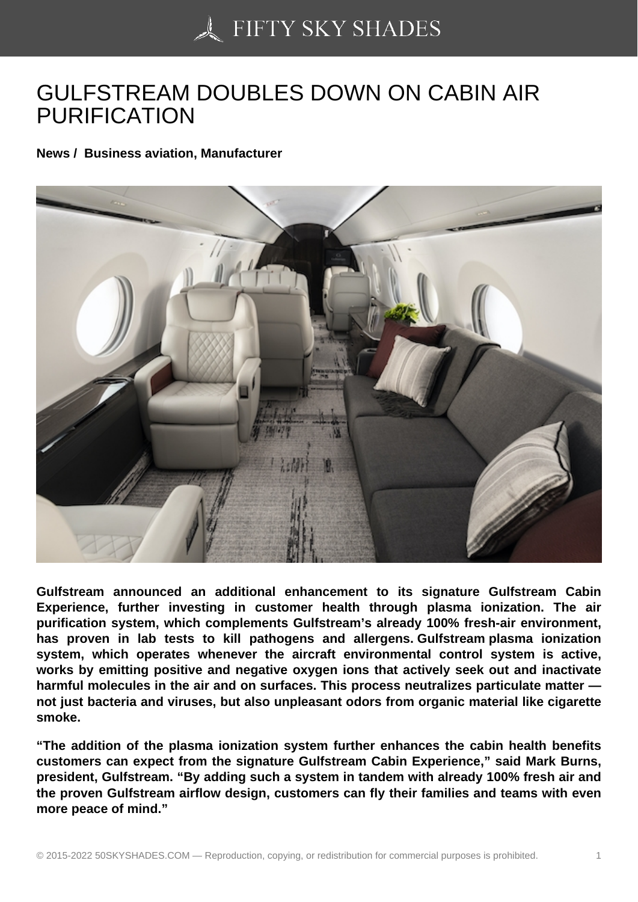# GULFSTREAM DOUBLES DOWN ON CABIN AIR PURIFICATION

**News / Business aviation, Manufacturer**

**Gulfstream announced an additional enhancement to its signature Gulfstream Cabin Experience, further investing in customer health through plasma ionization. The air purification system, which complements Gulfstream's already 100% fresh-air environment, has proven in lab tests to kill pathogens and allergens. Gulfstream plasma ionization system, which operates whenever the aircraft environmental control system is active, works by emitting positive and negative oxygen ions that actively seek out and inactivate harmful molecules in the air and on surfaces. This process neutralizes particulate matter — not just bacteria and viruses, but also unpleasant odors from organic material like cigarette smoke.**

**"The addition of the plasma ionization system further enhances the cabin health benefits customers can expect from the signature Gulfstream Cabin Experience," said Mark Burns, president, Gulfstream. "By adding such a system in tandem with already 100% fresh air and the proven Gulfstream airflow design, customers can fly their families and teams with even more peace of mind."**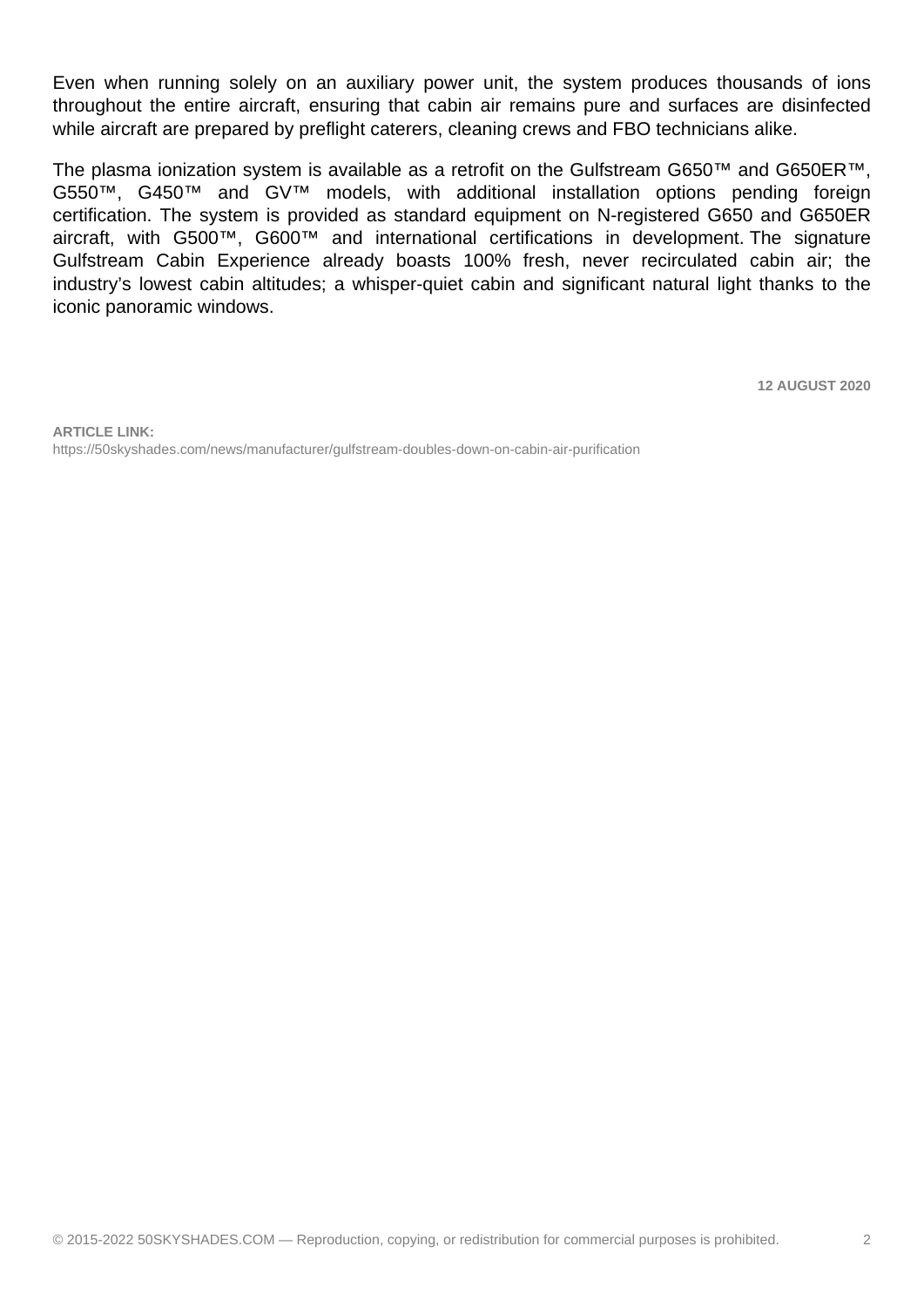Even when running solely on an auxiliary power unit, the system produces thousands of ions throughout the entire aircraft, ensuring that cabin air remains pure and surfaces are disinfected while aircraft are prepared by preflight caterers, cleaning crews and FBO technicians alike.

The plasma ionization system is available as a retrofit on the Gulfstream G650™ and G650ER™, G550™, G450™ and GV™ models, with additional installation options pending foreign certification. The system is provided as standard equipment on N-registered G650 and G650ER aircraft, with G500™, G600™ and international certifications in development. The signature Gulfstream Cabin Experience already boasts 100% fresh, never recirculated cabin air; the industry's lowest cabin altitudes; a whisper-quiet cabin and significant natural light thanks to the iconic panoramic windows.

**12 AUGUST 2020**

**ARTICLE LINK:**
https://50skyshades.com/news/manufacturer/gulfstream-doubles-down-on-cabin-air-purification